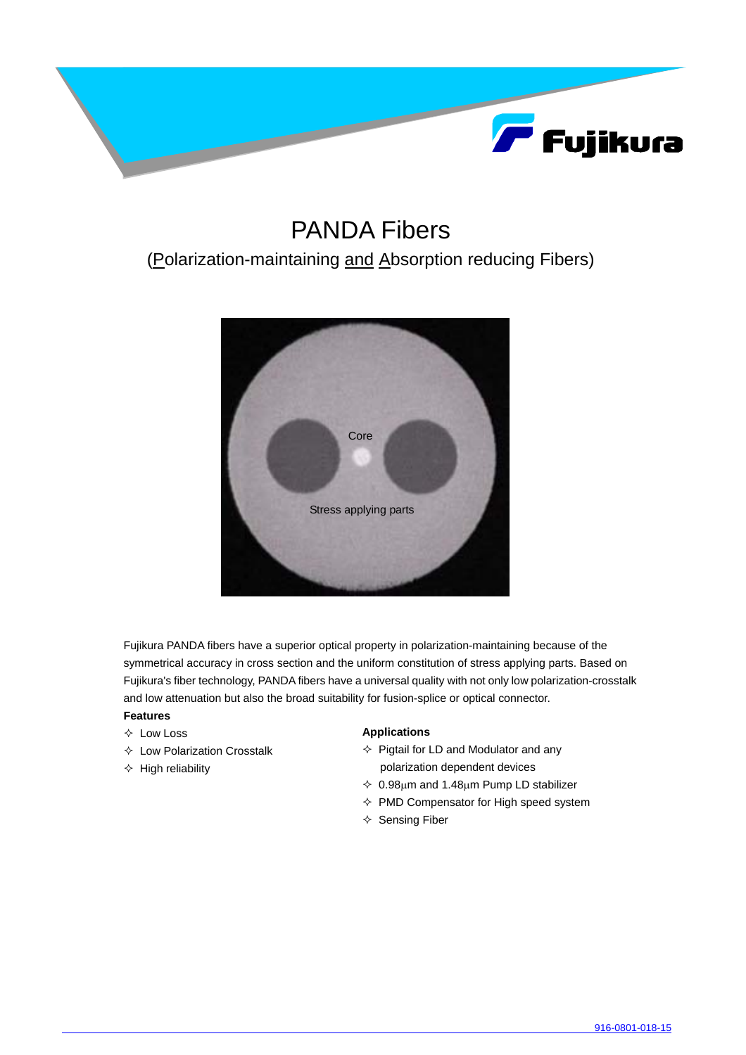# PANDA Fibers

(Polarization-maintaining and Absorption reducing Fibers)

Core

Stress applying parts

Fujikura PANDA fibers have a superior optical property in polarization-maintaining because of the symmetrical accuracy in cross section and the uniform constitution of stress applying parts. Based on Fujikura's fiber technology, PANDA fibers have a universal quality with not only low polarization-crosstalk and low attenuation but also the broad suitability for fusion-splice or optical connector.

**Features**

- Low Loss
- Low Polarization Crosstalk
- High reliability

**Applications**

- Pigtail for LD and Modulator and any polarization dependent devices
- 0.98μm and 1.48μm Pump LD stabilizer
- PMD Compensator for High speed system
- Sensing Fiber

916-0801-018-15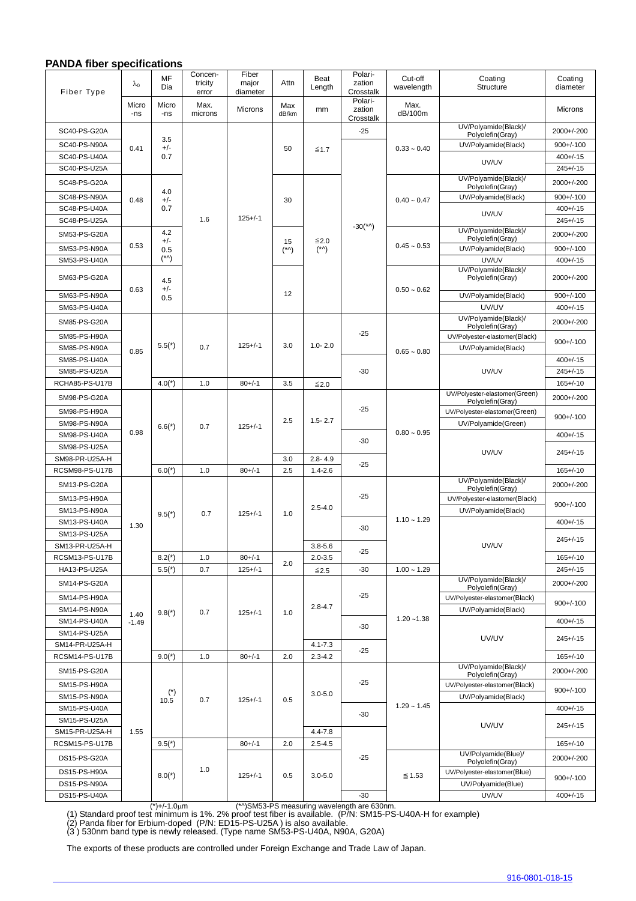## PANDA fiber specifications

| Fiber Type | $\lambda_0$ | MF Dia | Concen-tricity error | Fiber major diameter | Attn | Beat Length | Polari-zation Crosstalk | Cut-off wavelength | Coating Structure | Coating diameter |
|---|---|---|---|---|---|---|---|---|---|---|
| | Micro-ns | Micro-ns | Max. microns | Microns | Max dB/km | mm | Polari-zation Crosstalk | Max. dB/100m | | Microns |
| SC40-PS-G20A | 0.41 | 3.5 +/- 0.7 | 1.6 | 125+/-1 | 50 | ≦1.7 | -25 | 0.33 ~ 0.40 | UV/Polyamide(Black)/ Polyolefin(Gray) | 2000+/-200 |
| SC40-PS-N90A | | | | | | | | | UV/Polyamide(Black) | 900+/-100 |
| SC40-PS-U40A | | | | | | | -30(*^) | | UV/UV | 400+/-15 |
| SC40-PS-U25A | | | | | | | | | | 245+/-15 |
| SC48-PS-G20A | 0.48 | 4.0 +/- 0.7 | | | 30 | ≦2.0 (*^) | | 0.40 ~ 0.47 | UV/Polyamide(Black)/ Polyolefin(Gray) | 2000+/-200 |
| SC48-PS-N90A | | | | | | | | | UV/Polyamide(Black) | 900+/-100 |
| SC48-PS-U40A | | | | | | | | | UV/UV | 400+/-15 |
| SC48-PS-U25A | | | | | | | | | | 245+/-15 |
| SM53-PS-G20A | 0.53 | 4.2 +/- 0.5 (*^) | | | 15 (*^) | | | 0.45 ~ 0.53 | UV/Polyamide(Black)/ Polyolefin(Gray) | 2000+/-200 |
| SM53-PS-N90A | | | | | | | | | UV/Polyamide(Black) | 900+/-100 |
| SM53-PS-U40A | | | | | | | | | UV/UV | 400+/-15 |
| SM63-PS-G20A | 0.63 | 4.5 +/- 0.5 | | | 12 | | | 0.50 ~ 0.62 | UV/Polyamide(Black)/ Polyolefin(Gray) | 2000+/-200 |
| SM63-PS-N90A | | | | | | | | | UV/Polyamide(Black) | 900+/-100 |
| SM63-PS-U40A | | | | | | | | | UV/UV | 400+/-15 |
| SM85-PS-G20A | 0.85 | 5.5(*) | 0.7 | 125+/-1 | 3.0 | 1.0- 2.0 | -25 | 0.65 ~ 0.80 | UV/Polyamide(Black)/ Polyolefin(Gray) | 2000+/-200 |
| SM85-PS-H90A | | | | | | | | | UV/Polyester-elastomer(Black) | 900+/-100 |
| SM85-PS-N90A | | | | | | | | | UV/Polyamide(Black) | |
| SM85-PS-U40A | | | | | | | -30 | | UV/UV | 400+/-15 |
| SM85-PS-U25A | | | | | | | | | | 245+/-15 |
| RCHA85-PS-U17B | | 4.0(*) | 1.0 | 80+/-1 | 3.5 | ≦2.0 | | | | 165+/-10 |
| SM98-PS-G20A | 0.98 | 6.6(*) | 0.7 | 125+/-1 | 2.5 | 1.5- 2.7 | -25 | 0.80 ~ 0.95 | UV/Polyester-elastomer(Green) Polyolefin(Gray) | 2000+/-200 |
| SM98-PS-H90A | | | | | | | | | UV/Polyester-elastomer(Green) | 900+/-100 |
| SM98-PS-N90A | | | | | | | | | UV/Polyamide(Green) | |
| SM98-PS-U40A | | | | | | | -30 | | UV/UV | 400+/-15 |
| SM98-PS-U25A | | | | | | | | | | 245+/-15 |
| SM98-PR-U25A-H | | | | | 3.0 | 2.8- 4.9 | -25 | | | |
| RCSM98-PS-U17B | | 6.0(*) | 1.0 | 80+/-1 | 2.5 | 1.4-2.6 | | | | 165+/-10 |
| SM13-PS-G20A | 1.30 | 9.5(*) | 0.7 | 125+/-1 | 1.0 | 2.5-4.0 | -25 | 1.10 ~ 1.29 | UV/Polyamide(Black)/ Polyolefin(Gray) | 2000+/-200 |
| SM13-PS-H90A | | | | | | | | | UV/Polyester-elastomer(Black) | 900+/-100 |
| SM13-PS-N90A | | | | | | | | | UV/Polyamide(Black) | |
| SM13-PS-U40A | | | | | | | -30 | | UV/UV | 400+/-15 |
| SM13-PS-U25A | | | | | | | | | | 245+/-15 |
| SM13-PR-U25A-H | | | | | | 3.8-5.6 | -25 | | | |
| RCSM13-PS-U17B | | 8.2(*) | 1.0 | 80+/-1 | 2.0 | 2.0-3.5 | | | | 165+/-10 |
| HA13-PS-U25A | | 5.5(*) | 0.7 | 125+/-1 | | ≦2.5 | -30 | 1.00 ~ 1.29 | | 245+/-15 |
| SM14-PS-G20A | 1.40 -1.49 | 9.8(*) | 0.7 | 125+/-1 | 1.0 | 2.8-4.7 | -25 | 1.20 ~1.38 | UV/Polyamide(Black)/ Polyolefin(Gray) | 2000+/-200 |
| SM14-PS-H90A | | | | | | | | | UV/Polyester-elastomer(Black) | 900+/-100 |
| SM14-PS-N90A | | | | | | | | | UV/Polyamide(Black) | |
| SM14-PS-U40A | | | | | | | -30 | | UV/UV | 400+/-15 |
| SM14-PS-U25A | | | | | | | | | | 245+/-15 |
| SM14-PR-U25A-H | | | | | | 4.1-7.3 | -25 | | | |
| RCSM14-PS-U17B | | 9.0(*) | 1.0 | 80+/-1 | 2.0 | 2.3-4.2 | | | | 165+/-10 |
| SM15-PS-G20A | 1.55 | 10.5(*) | 0.7 | 125+/-1 | 0.5 | 3.0-5.0 | -25 | 1.29 ~ 1.45 | UV/Polyamide(Black)/ Polyolefin(Gray) | 2000+/-200 |
| SM15-PS-H90A | | | | | | | | | UV/Polyester-elastomer(Black) | 900+/-100 |
| SM15-PS-N90A | | | | | | | | | UV/Polyamide(Black) | |
| SM15-PS-U40A | | | | | | | -30 | | UV/UV | 400+/-15 |
| SM15-PS-U25A | | | | | | | | | | 245+/-15 |
| SM15-PR-U25A-H | | | | | | 4.4-7.8 | | | | |
| RCSM15-PS-U17B | | 9.5(*) | 1.0 | 80+/-1 | 2.0 | 2.5-4.5 | -25 | | | 165+/-10 |
| DS15-PS-G20A | | 8.0(*) | | 125+/-1 | 0.5 | 3.0-5.0 | | ≦1.53 | UV/Polyamide(Blue)/ Polyolefin(Gray) | 2000+/-200 |
| DS15-PS-H90A | | | | | | | | | UV/Polyester-elastomer(Blue) | 900+/-100 |
| DS15-PS-N90A | | | | | | | | | UV/Polyamide(Blue) | |
| DS15-PS-U40A | | | | | | | -30 | | UV/UV | 400+/-15 |

(*)+/-1.0μm (*^)SM53-PS measuring wavelength are 630nm.

(1) Standard proof test minimum is 1%. 2% proof test fiber is available. (P/N: SM15-PS-U40A-H for example)
(2) Panda fiber for Erbium-doped (P/N: ED15-PS-U25A ) is also available.
(3 ) 530nm band type is newly released. (Type name SM53-PS-U40A, N90A, G20A)

The exports of these products are controlled under Foreign Exchange and Trade Law of Japan.

916-0801-018-15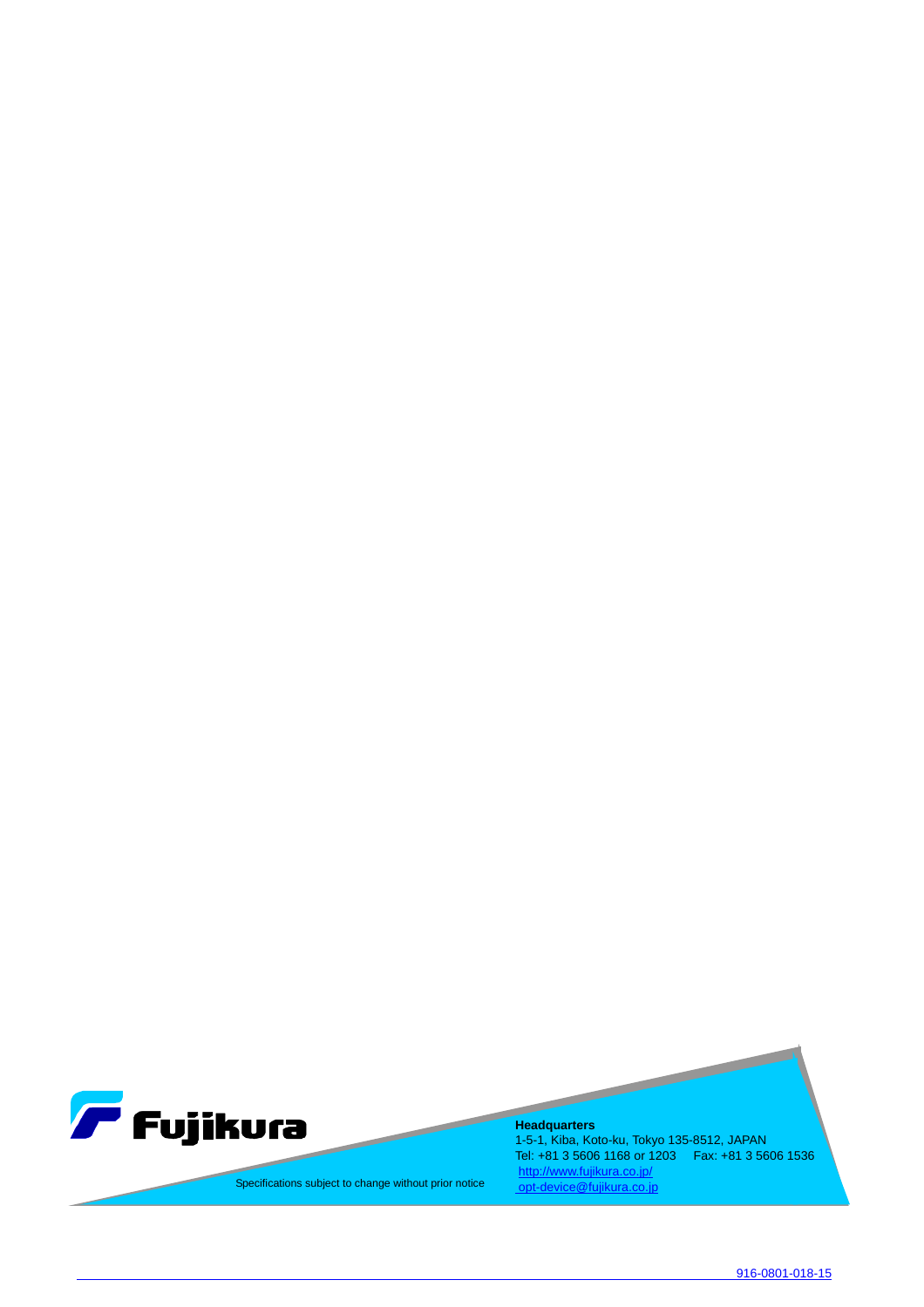Fujikura

Specifications subject to change without prior notice

**Headquarters**
1-5-1, Kiba, Koto-ku, Tokyo 135-8512, JAPAN
Tel: +81 3 5606 1168 or 1203    Fax: +81 3 5606 1536
http://www.fujikura.co.jp/
opt-device@fujikura.co.jp

916-0801-018-15